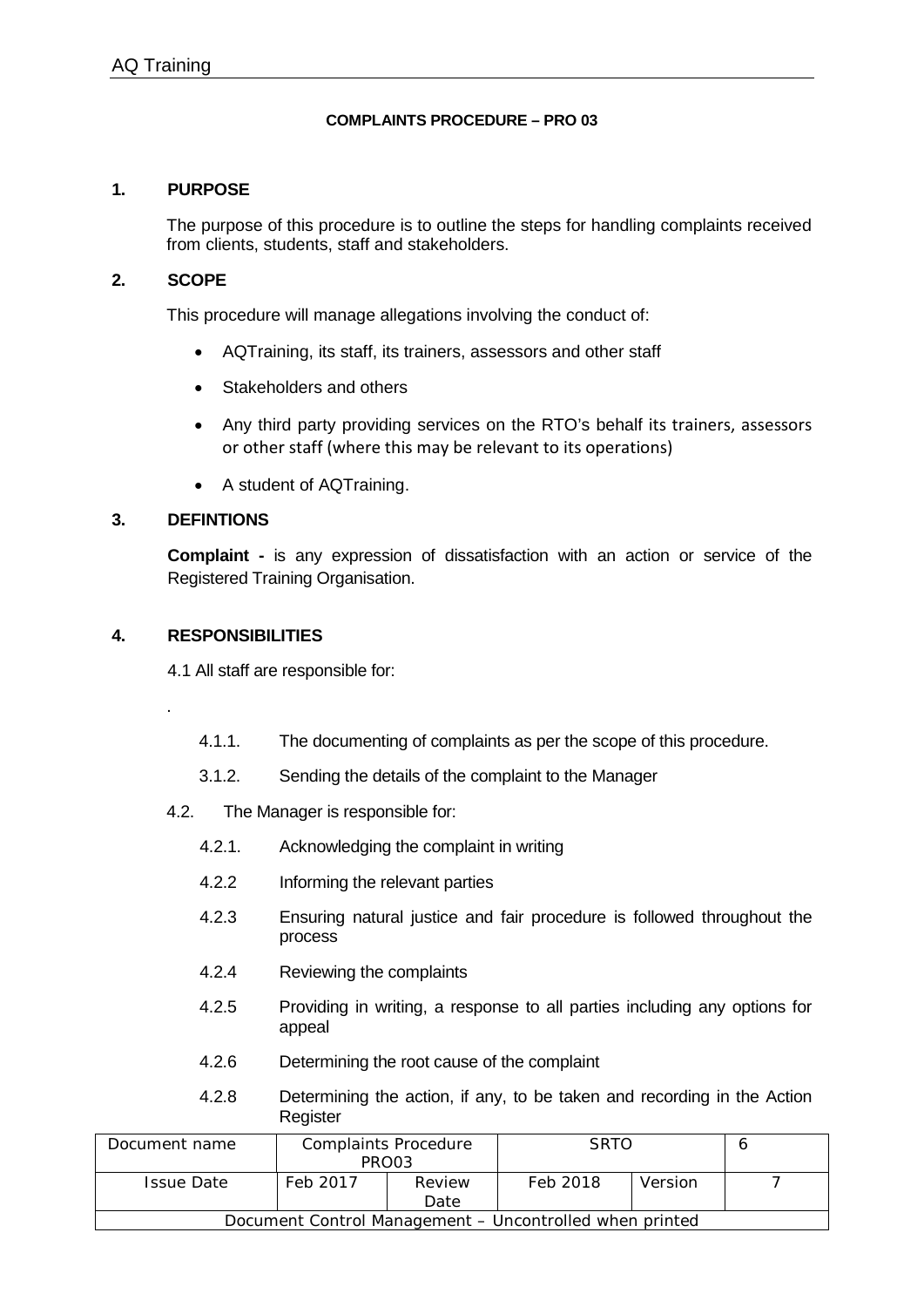# COMPLAINTS PROCEDURE – PRO 03

## 1. PURPOSE

The purpose of this procedure is to outline the steps for handling complaints received from clients, students, staff and stakeholders.

## 2. SCOPE

This procedure will manage allegations involving the conduct of:

- AQTraining, its staff, its trainers, assessors and other staff
- Stakeholders and others
- Any third party providing services on the RTO's behalf its trainers, assessors or other staff (where this may be relevant to its operations)
- A student of AQTraining.

## 3. DEFINTIONS

**Complaint -** is any expression of dissatisfaction with an action or service of the Registered Training Organisation.

## 4. RESPONSIBILITIES

4.1 All staff are responsible for:

.

4.1.1. The documenting of complaints as per the scope of this procedure.

3.1.2. Sending the details of the complaint to the Manager

4.2. The Manager is responsible for:

4.2.1. Acknowledging the complaint in writing

4.2.2 Informing the relevant parties

4.2.3 Ensuring natural justice and fair procedure is followed throughout the process

4.2.4 Reviewing the complaints

4.2.5 Providing in writing, a response to all parties including any options for appeal

4.2.6 Determining the root cause of the complaint

4.2.8 Determining the action, if any, to be taken and recording in the Action Register

| Document name | Complaints Procedure PRO03 | | SRTO | | 6 |
|---|---|---|---|---|---|
| Issue Date | Feb 2017 | Review Date | Feb 2018 | Version | 7 |
| Document Control Management – Uncontrolled when printed | | | | | |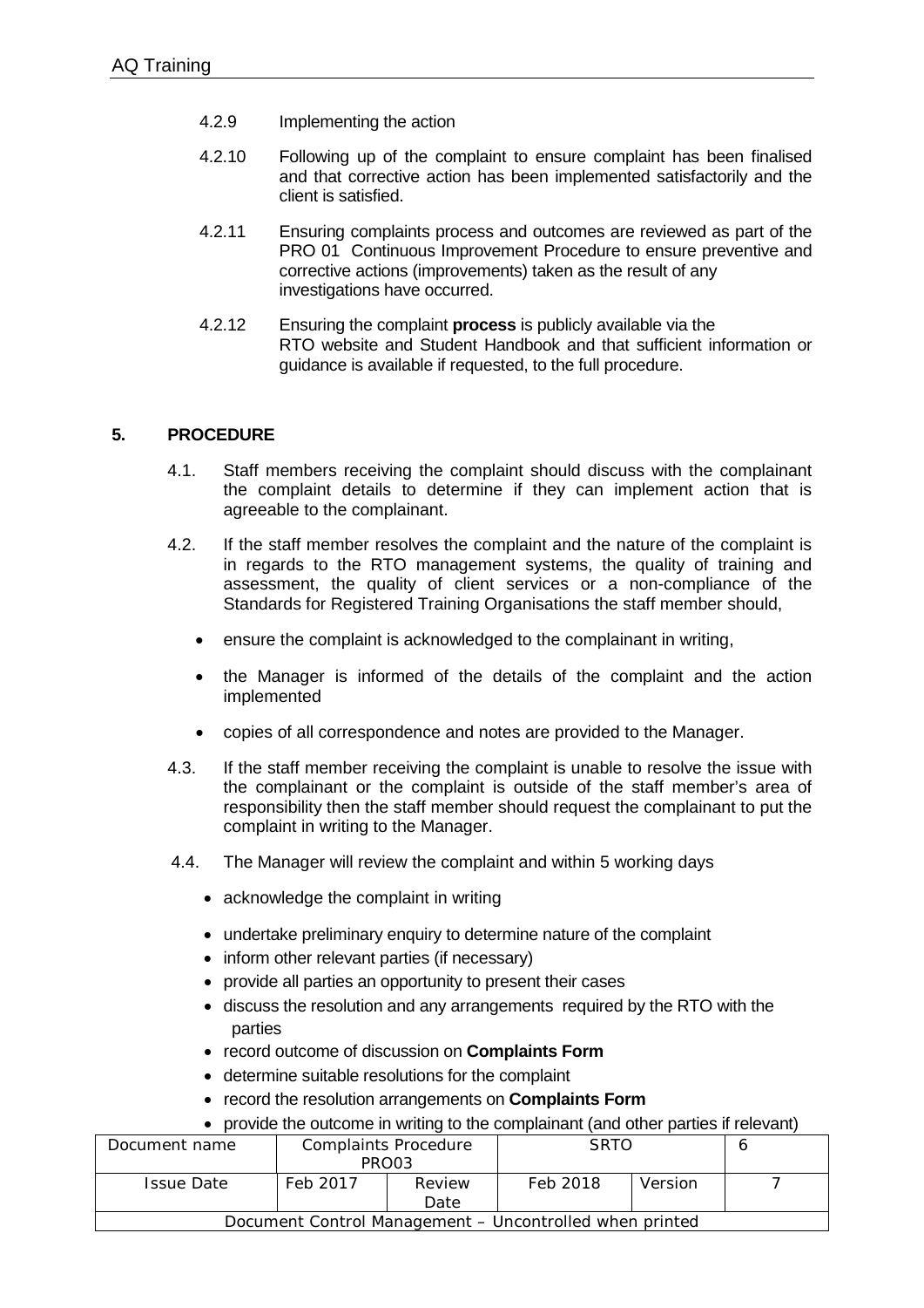4.2.9 Implementing the action

4.2.10 Following up of the complaint to ensure complaint has been finalised and that corrective action has been implemented satisfactorily and the client is satisfied.

4.2.11 Ensuring complaints process and outcomes are reviewed as part of the PRO 01 Continuous Improvement Procedure to ensure preventive and corrective actions (improvements) taken as the result of any investigations have occurred.

4.2.12 Ensuring the complaint **process** is publicly available via the RTO website and Student Handbook and that sufficient information or guidance is available if requested, to the full procedure.

## 5. PROCEDURE

4.1. Staff members receiving the complaint should discuss with the complainant the complaint details to determine if they can implement action that is agreeable to the complainant.

4.2. If the staff member resolves the complaint and the nature of the complaint is in regards to the RTO management systems, the quality of training and assessment, the quality of client services or a non-compliance of the Standards for Registered Training Organisations the staff member should,

- ensure the complaint is acknowledged to the complainant in writing,
- the Manager is informed of the details of the complaint and the action implemented
- copies of all correspondence and notes are provided to the Manager.

4.3. If the staff member receiving the complaint is unable to resolve the issue with the complainant or the complaint is outside of the staff member's area of responsibility then the staff member should request the complainant to put the complaint in writing to the Manager.

4.4. The Manager will review the complaint and within 5 working days

- acknowledge the complaint in writing
- undertake preliminary enquiry to determine nature of the complaint
- inform other relevant parties (if necessary)
- provide all parties an opportunity to present their cases
- discuss the resolution and any arrangements required by the RTO with the parties
- record outcome of discussion on **Complaints Form**
- determine suitable resolutions for the complaint
- record the resolution arrangements on **Complaints Form**
- provide the outcome in writing to the complainant (and other parties if relevant)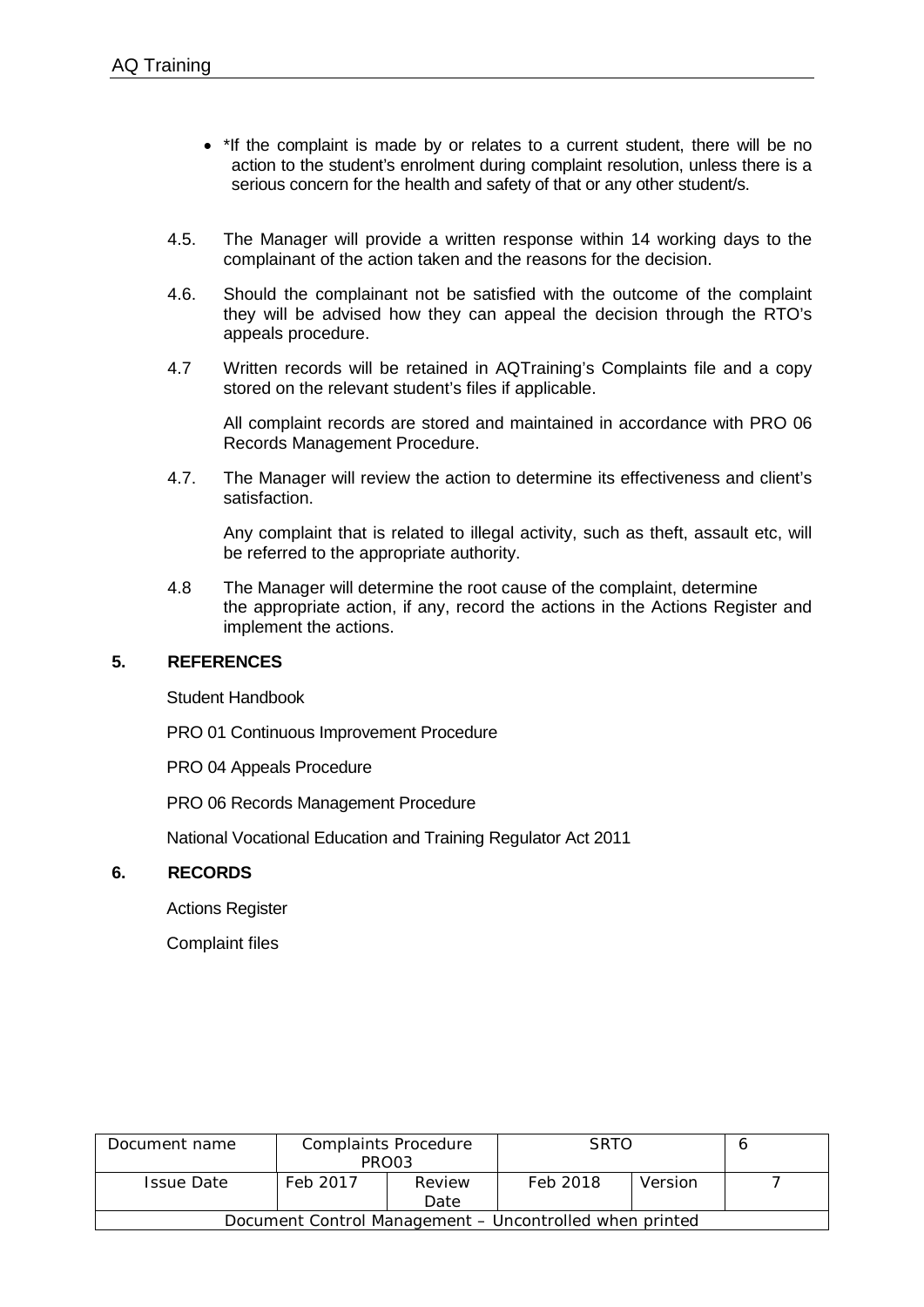- *If the complaint is made by or relates to a current student, there will be no action to the student's enrolment during complaint resolution, unless there is a serious concern for the health and safety of that or any other student/s.

4.5. The Manager will provide a written response within 14 working days to the complainant of the action taken and the reasons for the decision.

4.6. Should the complainant not be satisfied with the outcome of the complaint they will be advised how they can appeal the decision through the RTO's appeals procedure.

4.7 Written records will be retained in AQTraining's Complaints file and a copy stored on the relevant student's files if applicable.

All complaint records are stored and maintained in accordance with PRO 06 Records Management Procedure.

4.7. The Manager will review the action to determine its effectiveness and client's satisfaction.

Any complaint that is related to illegal activity, such as theft, assault etc, will be referred to the appropriate authority.

4.8 The Manager will determine the root cause of the complaint, determine the appropriate action, if any, record the actions in the Actions Register and implement the actions.

## 5. REFERENCES

Student Handbook

PRO 01 Continuous Improvement Procedure

PRO 04 Appeals Procedure

PRO 06 Records Management Procedure

National Vocational Education and Training Regulator Act 2011

## 6. RECORDS

Actions Register

Complaint files

| | | | | | |
|---|---|---|---|---|---|
| Document name | Complaints Procedure PRO03 | | SRTO | | 6 |
| Issue Date | Feb 2017 | Review Date | Feb 2018 | Version | 7 |
| Document Control Management – Uncontrolled when printed | | | | | |